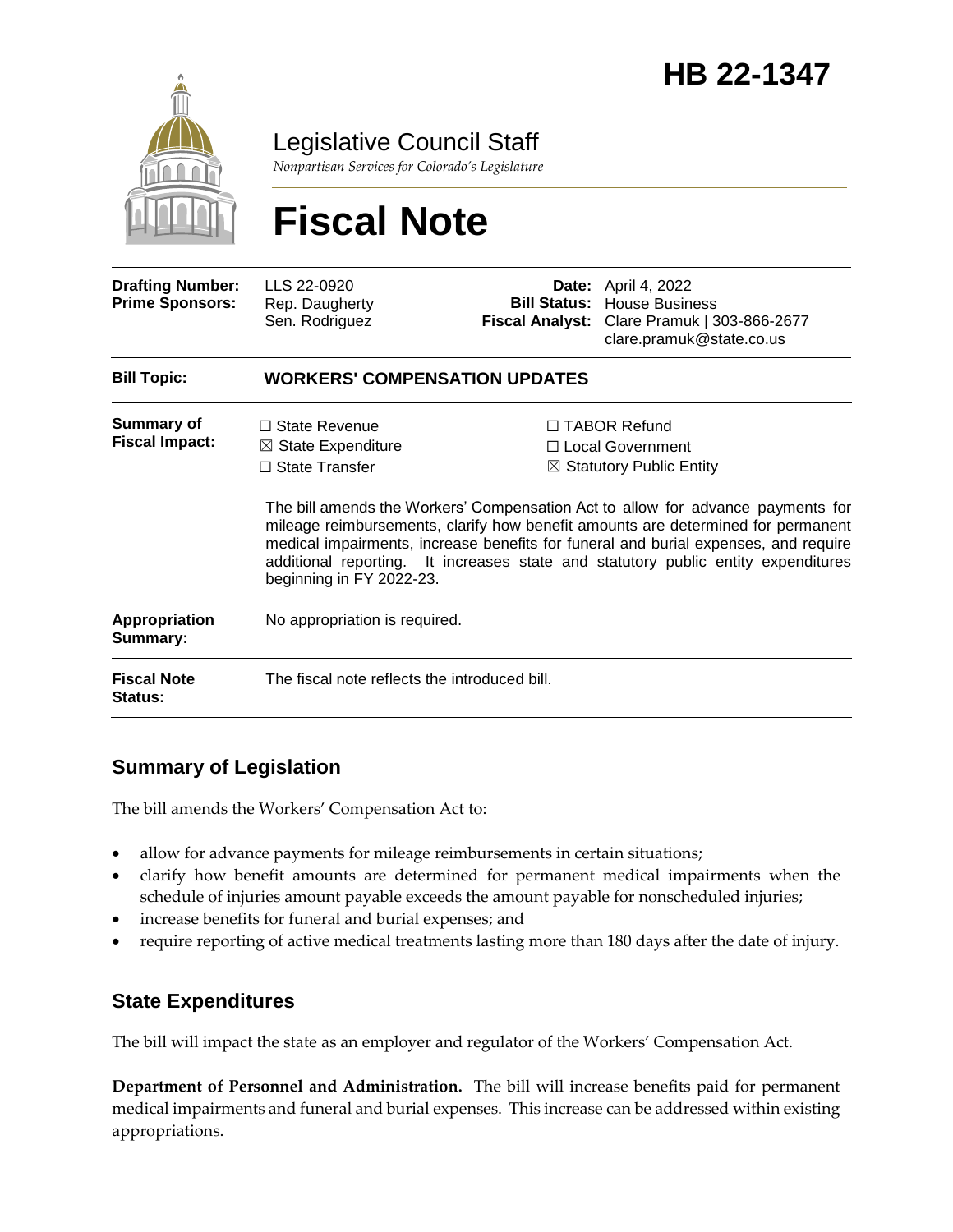# HB 22-1347

Legislative Council Staff

*Nonpartisan Services for Colorado's Legislature*

# Fiscal Note

| | | | |
|---|---|---|---|
| **Drafting Number:** | LLS 22-0920 | **Date:** | April 4, 2022 |
| **Prime Sponsors:** | Rep. Daugherty<br>Sen. Rodriguez | **Bill Status:** | House Business |
| | | **Fiscal Analyst:** | Clare Pramuk \| 303-866-2677<br>clare.pramuk@state.co.us |

| | |
|---|---|
| **Bill Topic:** | **WORKERS' COMPENSATION UPDATES** |
| **Summary of Fiscal Impact:** | ☐ State Revenue<br>☒ State Expenditure<br>☐ State Transfer<br>☐ TABOR Refund<br>☐ Local Government<br>☒ Statutory Public Entity<br><br>The bill amends the Workers' Compensation Act to allow for advance payments for mileage reimbursements, clarify how benefit amounts are determined for permanent medical impairments, increase benefits for funeral and burial expenses, and require additional reporting. It increases state and statutory public entity expenditures beginning in FY 2022-23. |
| **Appropriation Summary:** | No appropriation is required. |
| **Fiscal Note Status:** | The fiscal note reflects the introduced bill. |

## Summary of Legislation

The bill amends the Workers' Compensation Act to:

- allow for advance payments for mileage reimbursements in certain situations;
- clarify how benefit amounts are determined for permanent medical impairments when the schedule of injuries amount payable exceeds the amount payable for nonscheduled injuries;
- increase benefits for funeral and burial expenses; and
- require reporting of active medical treatments lasting more than 180 days after the date of injury.

## State Expenditures

The bill will impact the state as an employer and regulator of the Workers' Compensation Act.

**Department of Personnel and Administration.** The bill will increase benefits paid for permanent medical impairments and funeral and burial expenses. This increase can be addressed within existing appropriations.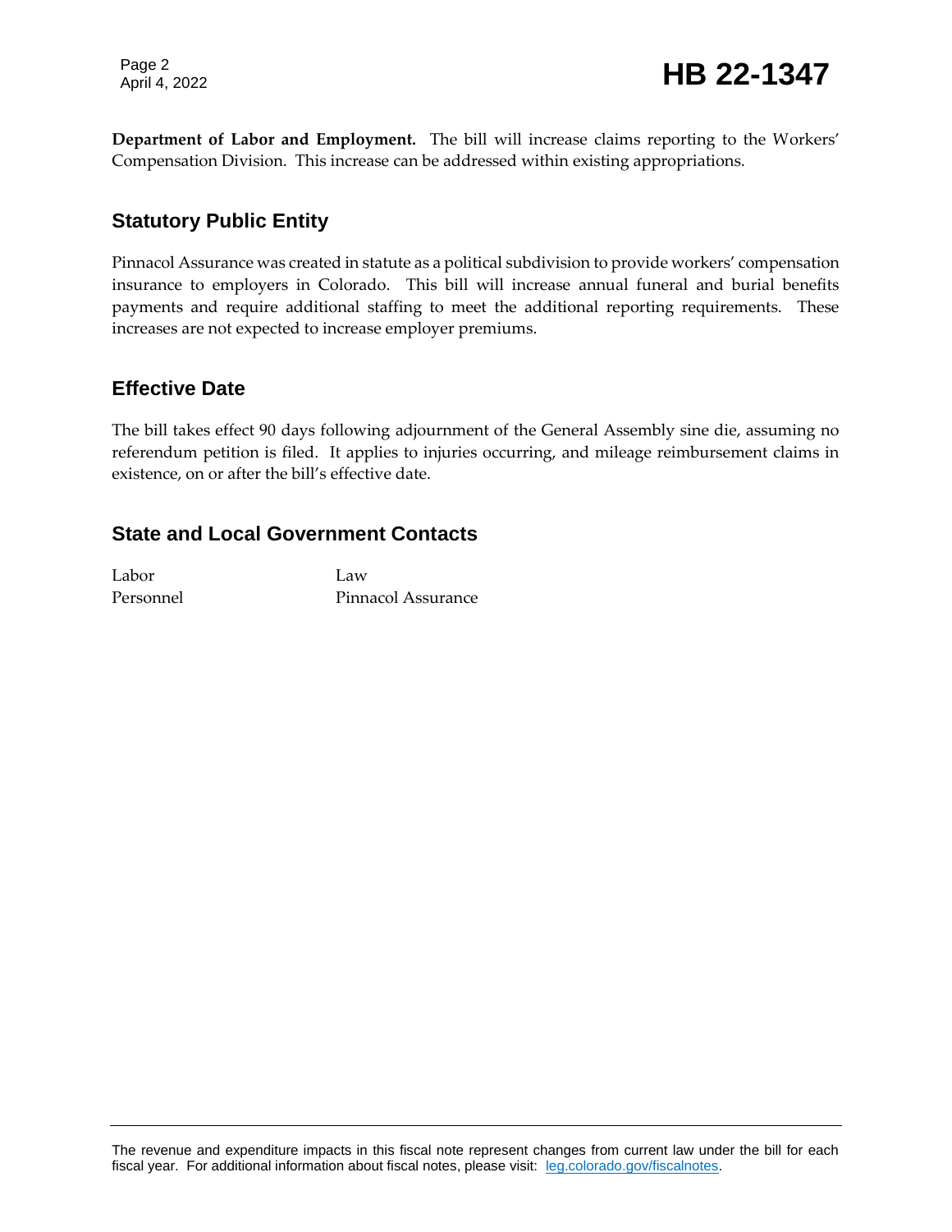**Department of Labor and Employment.** The bill will increase claims reporting to the Workers' Compensation Division. This increase can be addressed within existing appropriations.

## Statutory Public Entity

Pinnacol Assurance was created in statute as a political subdivision to provide workers' compensation insurance to employers in Colorado. This bill will increase annual funeral and burial benefits payments and require additional staffing to meet the additional reporting requirements. These increases are not expected to increase employer premiums.

## Effective Date

The bill takes effect 90 days following adjournment of the General Assembly sine die, assuming no referendum petition is filed. It applies to injuries occurring, and mileage reimbursement claims in existence, on or after the bill's effective date.

## State and Local Government Contacts

| | |
|---|---|
| Labor | Law |
| Personnel | Pinnacol Assurance |

The revenue and expenditure impacts in this fiscal note represent changes from current law under the bill for each fiscal year. For additional information about fiscal notes, please visit: leg.colorado.gov/fiscalnotes.